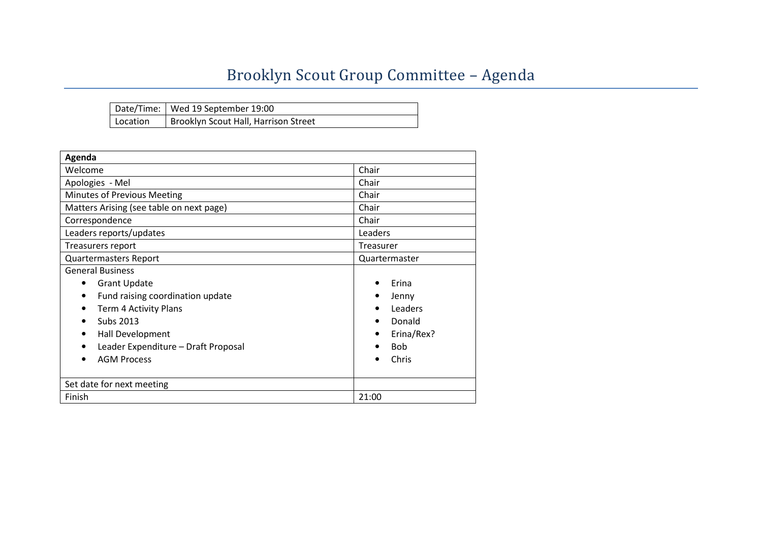# Brooklyn Scout Group Committee – Agenda

| Date/Time: | Wed 19 September 19:00 |
|---|---|
| Location | Brooklyn Scout Hall, Harrison Street |

| Agenda | |
|---|---|
| Welcome | Chair |
| Apologies - Mel | Chair |
| Minutes of Previous Meeting | Chair |
| Matters Arising (see table on next page) | Chair |
| Correspondence | Chair |
| Leaders reports/updates | Leaders |
| Treasurers report | Treasurer |
| Quartermasters Report | Quartermaster |
| General Business | |
| • Grant Update | • Erina |
| • Fund raising coordination update | • Jenny |
| • Term 4 Activity Plans | • Leaders |
| • Subs 2013 | • Donald |
| • Hall Development | • Erina/Rex? |
| • Leader Expenditure – Draft Proposal | • Bob |
| • AGM Process | • Chris |
| Set date for next meeting | |
| Finish | 21:00 |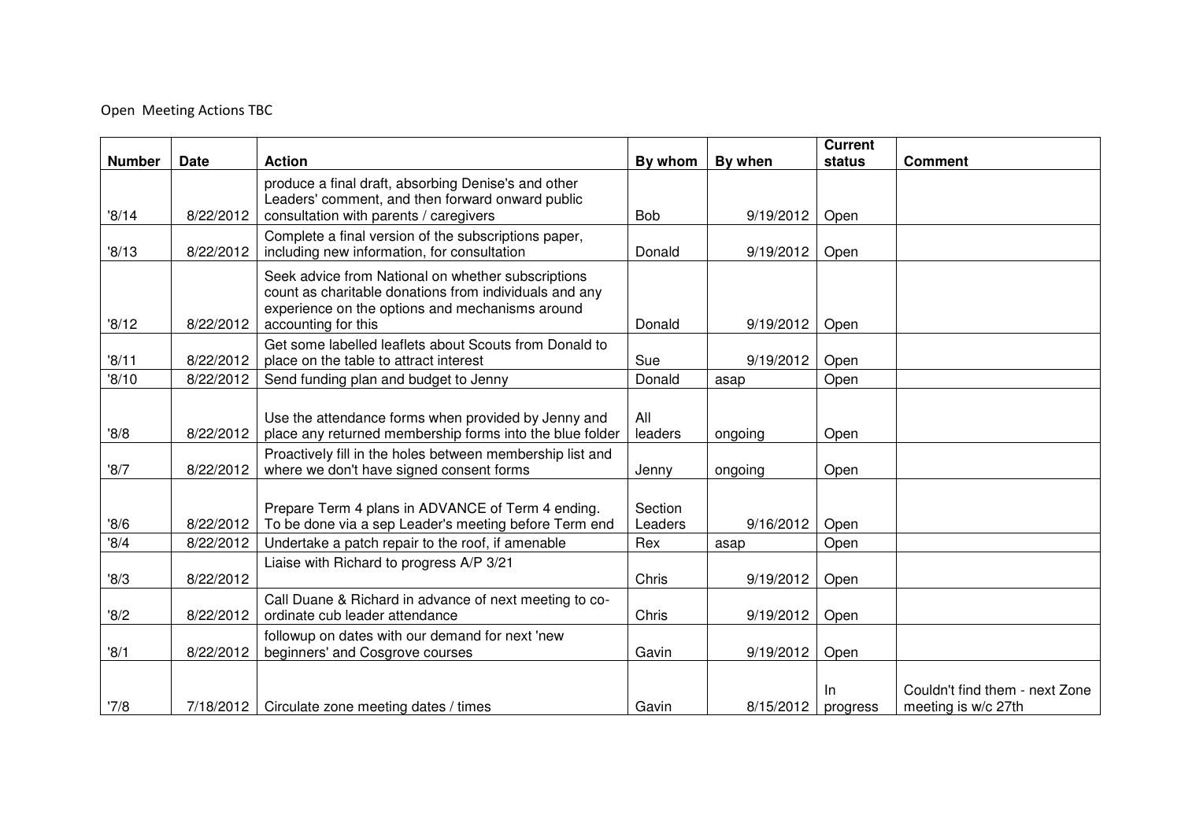Open Meeting Actions TBC

| Number | Date | Action | By whom | By when | Current status | Comment |
|---|---|---|---|---|---|---|
| '8/14 | 8/22/2012 | produce a final draft, absorbing Denise's and other Leaders' comment, and then forward onward public consultation with parents / caregivers | Bob | 9/19/2012 | Open | |
| '8/13 | 8/22/2012 | Complete a final version of the subscriptions paper, including new information, for consultation | Donald | 9/19/2012 | Open | |
| '8/12 | 8/22/2012 | Seek advice from National on whether subscriptions count as charitable donations from individuals and any experience on the options and mechanisms around accounting for this | Donald | 9/19/2012 | Open | |
| '8/11 | 8/22/2012 | Get some labelled leaflets about Scouts from Donald to place on the table to attract interest | Sue | 9/19/2012 | Open | |
| '8/10 | 8/22/2012 | Send funding plan and budget to Jenny | Donald | asap | Open | |
| '8/8 | 8/22/2012 | Use the attendance forms when provided by Jenny and place any returned membership forms into the blue folder | All leaders | ongoing | Open | |
| '8/7 | 8/22/2012 | Proactively fill in the holes between membership list and where we don't have signed consent forms | Jenny | ongoing | Open | |
| '8/6 | 8/22/2012 | Prepare Term 4 plans in ADVANCE of Term 4 ending. To be done via a sep Leader's meeting before Term end | Section Leaders | 9/16/2012 | Open | |
| '8/4 | 8/22/2012 | Undertake a patch repair to the roof, if amenable | Rex | asap | Open | |
| '8/3 | 8/22/2012 | Liaise with Richard to progress A/P 3/21 | Chris | 9/19/2012 | Open | |
| '8/2 | 8/22/2012 | Call Duane & Richard in advance of next meeting to co-ordinate cub leader attendance | Chris | 9/19/2012 | Open | |
| '8/1 | 8/22/2012 | followup on dates with our demand for next 'new beginners' and Cosgrove courses | Gavin | 9/19/2012 | Open | |
| '7/8 | 7/18/2012 | Circulate zone meeting dates / times | Gavin | 8/15/2012 | In progress | Couldn't find them - next Zone meeting is w/c 27th |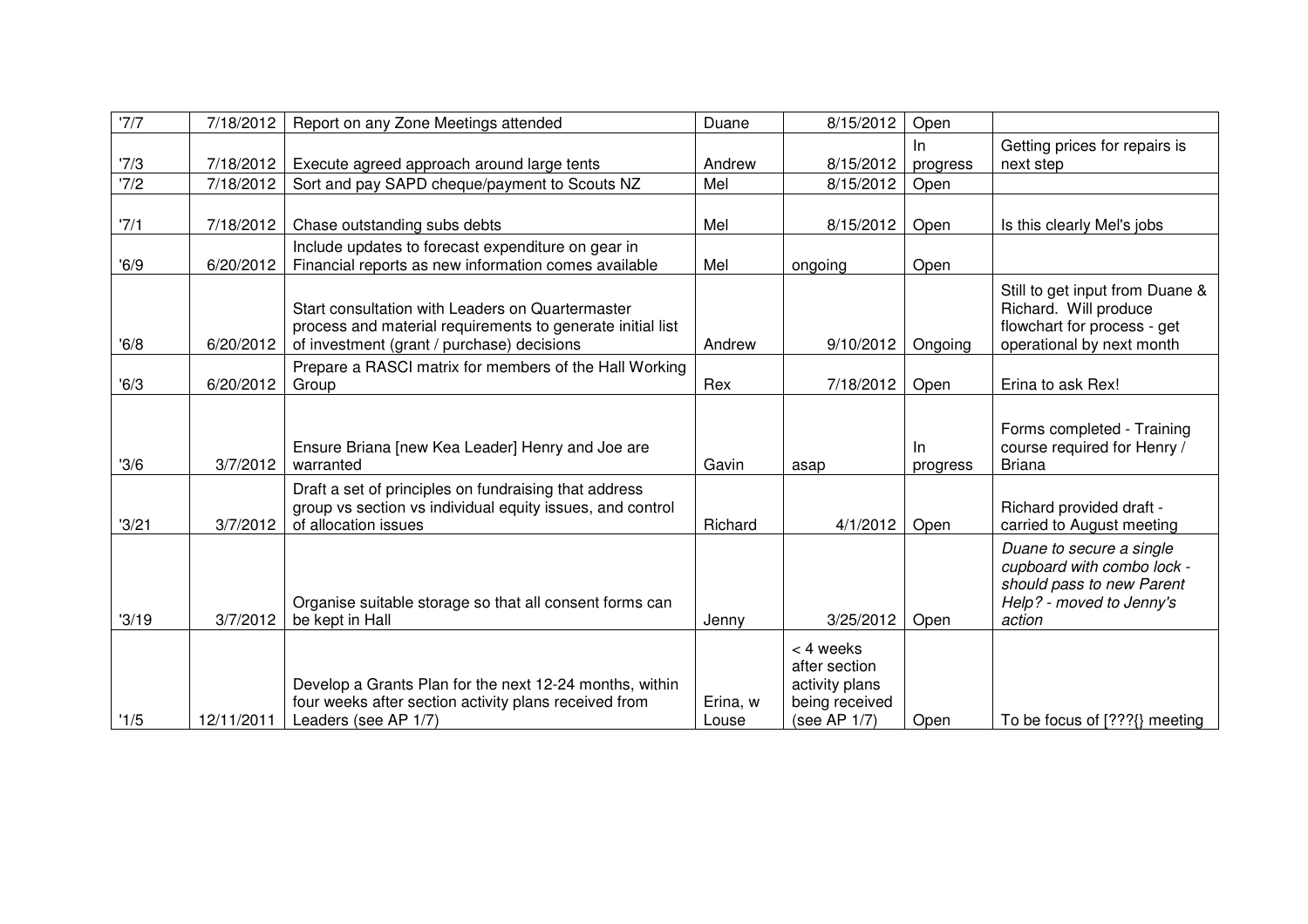| | | | | | | |
|---|---|---|---|---|---|---|
| '7/7 | 7/18/2012 | Report on any Zone Meetings attended | Duane | 8/15/2012 | Open | |
| '7/3 | 7/18/2012 | Execute agreed approach around large tents | Andrew | 8/15/2012 | In progress | Getting prices for repairs is next step |
| '7/2 | 7/18/2012 | Sort and pay SAPD cheque/payment to Scouts NZ | Mel | 8/15/2012 | Open | |
| '7/1 | 7/18/2012 | Chase outstanding subs debts | Mel | 8/15/2012 | Open | Is this clearly Mel's jobs |
| '6/9 | 6/20/2012 | Include updates to forecast expenditure on gear in Financial reports as new information comes available | Mel | ongoing | Open | |
| '6/8 | 6/20/2012 | Start consultation with Leaders on Quartermaster process and material requirements to generate initial list of investment (grant / purchase) decisions | Andrew | 9/10/2012 | Ongoing | Still to get input from Duane & Richard. Will produce flowchart for process - get operational by next month |
| '6/3 | 6/20/2012 | Prepare a RASCI matrix for members of the Hall Working Group | Rex | 7/18/2012 | Open | Erina to ask Rex! |
| '3/6 | 3/7/2012 | Ensure Briana [new Kea Leader] Henry and Joe are warranted | Gavin | asap | In progress | Forms completed - Training course required for Henry / Briana |
| '3/21 | 3/7/2012 | Draft a set of principles on fundraising that address group vs section vs individual equity issues, and control of allocation issues | Richard | 4/1/2012 | Open | Richard provided draft - carried to August meeting |
| '3/19 | 3/7/2012 | Organise suitable storage so that all consent forms can be kept in Hall | Jenny | 3/25/2012 | Open | *Duane to secure a single cupboard with combo lock - should pass to new Parent Help? - moved to Jenny's action* |
| '1/5 | 12/11/2011 | Develop a Grants Plan for the next 12-24 months, within four weeks after section activity plans received from Leaders (see AP 1/7) | Erina, w Louse | < 4 weeks after section activity plans being received (see AP 1/7) | Open | To be focus of [???{} meeting |